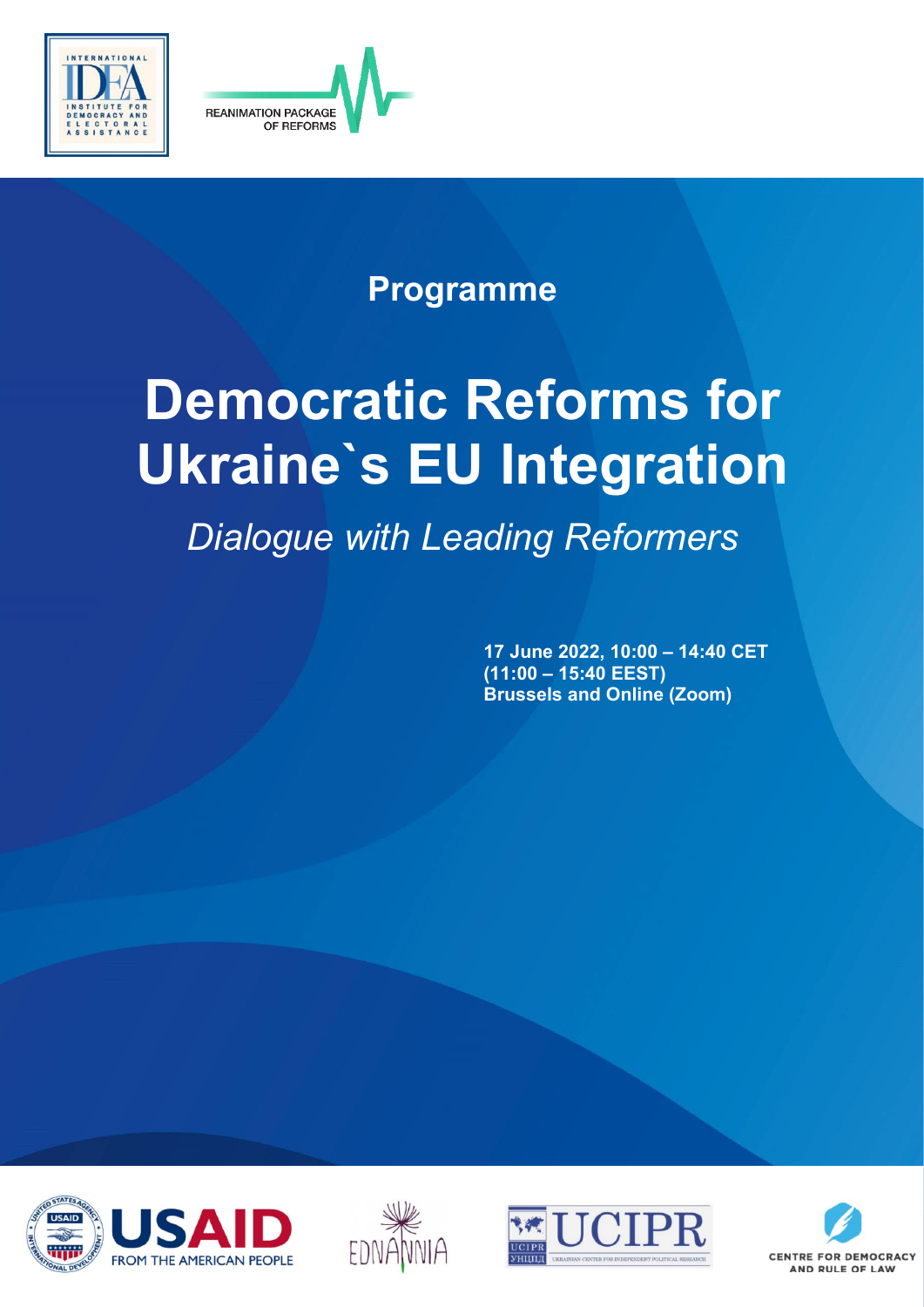INTERNATIONAL IDEA INSTITUTE FOR DEMOCRACY AND ELECTORAL ASSISTANCE

REANIMATION PACKAGE OF REFORMS

## Programme

# Democratic Reforms for Ukraine`s EU Integration

*Dialogue with Leading Reformers*

**17 June 2022, 10:00 – 14:40 CET**
**(11:00 – 15:40 EEST)**
**Brussels and Online (Zoom)**

USAID FROM THE AMERICAN PEOPLE

EDNANNIA

UCIPR

CENTRE FOR DEMOCRACY AND RULE OF LAW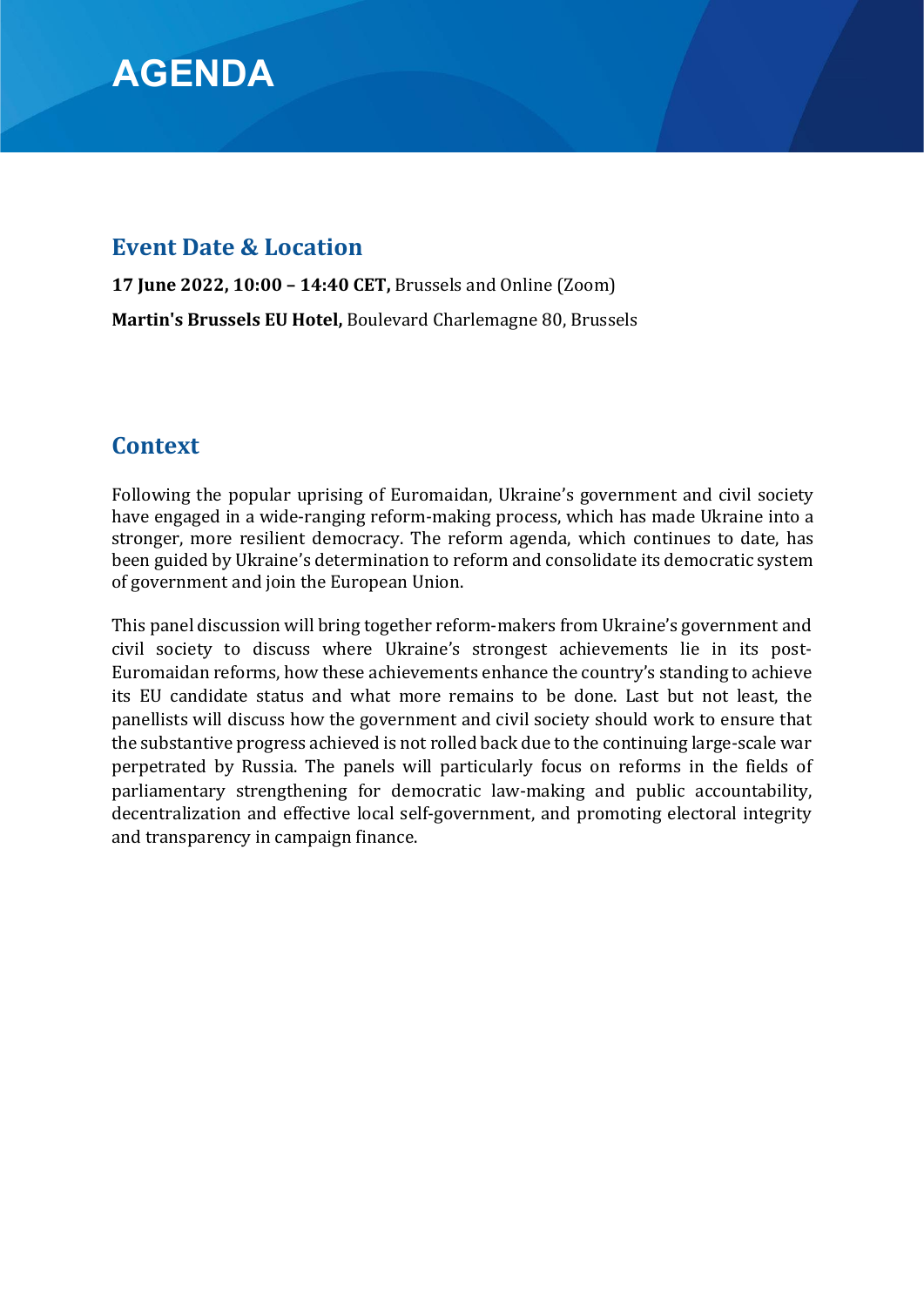# AGENDA

## Event Date & Location

**17 June 2022, 10:00 – 14:40 CET,** Brussels and Online (Zoom)

**Martin's Brussels EU Hotel,** Boulevard Charlemagne 80, Brussels

## Context

Following the popular uprising of Euromaidan, Ukraine's government and civil society have engaged in a wide-ranging reform-making process, which has made Ukraine into a stronger, more resilient democracy. The reform agenda, which continues to date, has been guided by Ukraine's determination to reform and consolidate its democratic system of government and join the European Union.

This panel discussion will bring together reform-makers from Ukraine's government and civil society to discuss where Ukraine's strongest achievements lie in its post-Euromaidan reforms, how these achievements enhance the country's standing to achieve its EU candidate status and what more remains to be done. Last but not least, the panellists will discuss how the government and civil society should work to ensure that the substantive progress achieved is not rolled back due to the continuing large-scale war perpetrated by Russia. The panels will particularly focus on reforms in the fields of parliamentary strengthening for democratic law-making and public accountability, decentralization and effective local self-government, and promoting electoral integrity and transparency in campaign finance.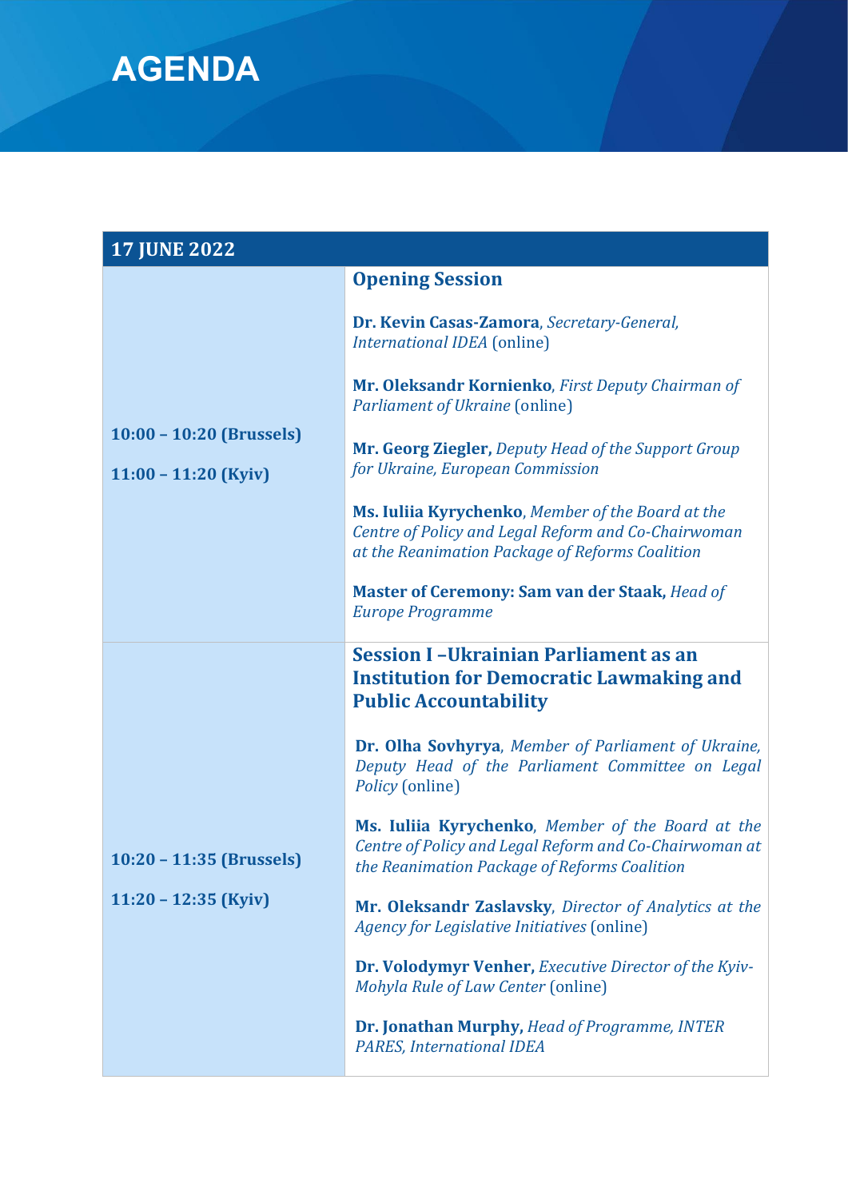# AGENDA

| 17 JUNE 2022 | |
|---|---|
| **10:00 – 10:20 (Brussels)**<br><br>**11:00 – 11:20 (Kyiv)** | **Opening Session**<br><br>**Dr. Kevin Casas-Zamora**, *Secretary-General, International IDEA* (online)<br><br>**Mr. Oleksandr Kornienko**, *First Deputy Chairman of Parliament of Ukraine* (online)<br><br>**Mr. Georg Ziegler,** *Deputy Head of the Support Group for Ukraine, European Commission*<br><br>**Ms. Iuliia Kyrychenko**, *Member of the Board at the Centre of Policy and Legal Reform and Co-Chairwoman at the Reanimation Package of Reforms Coalition*<br><br>**Master of Ceremony: Sam van der Staak,** *Head of Europe Programme* |
| **10:20 – 11:35 (Brussels)**<br><br>**11:20 – 12:35 (Kyiv)** | **Session I –Ukrainian Parliament as an Institution for Democratic Lawmaking and Public Accountability**<br><br>**Dr. Olha Sovhyrya**, *Member of Parliament of Ukraine, Deputy Head of the Parliament Committee on Legal Policy* (online)<br><br>**Ms. Iuliia Kyrychenko**, *Member of the Board at the Centre of Policy and Legal Reform and Co-Chairwoman at the Reanimation Package of Reforms Coalition*<br><br>**Mr. Oleksandr Zaslavsky**, *Director of Analytics at the Agency for Legislative Initiatives* (online)<br><br>**Dr. Volodymyr Venher,** *Executive Director of the Kyiv-Mohyla Rule of Law Center* (online)<br><br>**Dr. Jonathan Murphy,** *Head of Programme, INTER PARES, International IDEA* |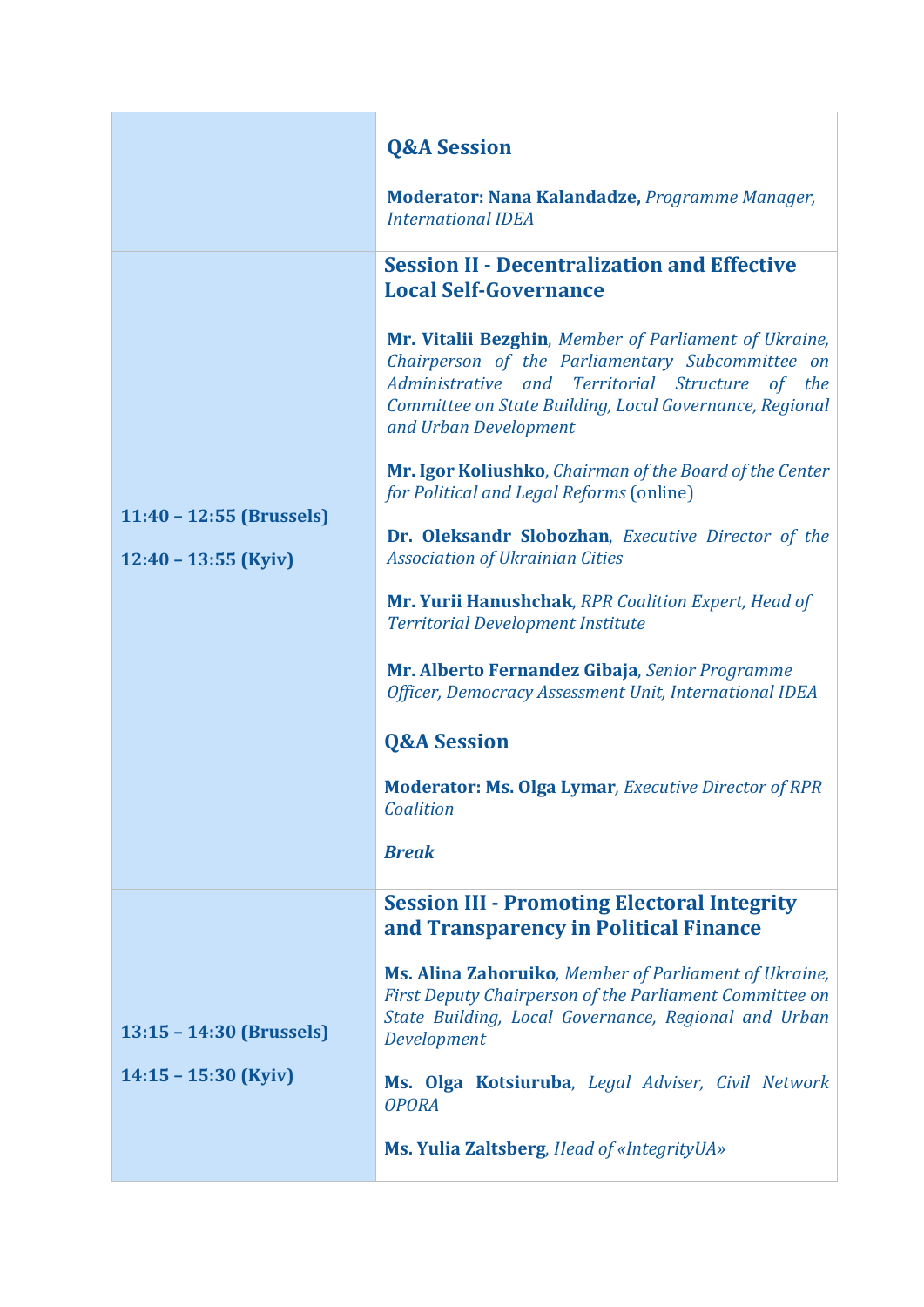| | |
|---|---|
| | **Q&A Session**<br><br>**Moderator: Nana Kalandadze,** *Programme Manager, International IDEA* |
| **11:40 – 12:55 (Brussels)**<br><br>**12:40 – 13:55 (Kyiv)** | **Session II - Decentralization and Effective Local Self-Governance**<br><br>**Mr. Vitalii Bezghin**, *Member of Parliament of Ukraine, Chairperson of the Parliamentary Subcommittee on Administrative and Territorial Structure of the Committee on State Building, Local Governance, Regional and Urban Development*<br><br>**Mr. Igor Koliushko**, *Chairman of the Board of the Center for Political and Legal Reforms* (online)<br><br>**Dr. Oleksandr Slobozhan**, *Executive Director of the Association of Ukrainian Cities*<br><br>**Mr. Yurii Hanushchak**, *RPR Coalition Expert, Head of Territorial Development Institute*<br><br>**Mr. Alberto Fernandez Gibaja**, *Senior Programme Officer, Democracy Assessment Unit, International IDEA*<br><br>**Q&A Session**<br><br>**Moderator: Ms. Olga Lymar**, *Executive Director of RPR Coalition*<br><br>***Break*** |
| **13:15 – 14:30 (Brussels)**<br><br>**14:15 – 15:30 (Kyiv)** | **Session III - Promoting Electoral Integrity and Transparency in Political Finance**<br><br>**Ms. Alina Zahoruiko**, *Member of Parliament of Ukraine, First Deputy Chairperson of the Parliament Committee on State Building, Local Governance, Regional and Urban Development*<br><br>**Ms. Olga Kotsiuruba**, *Legal Adviser, Civil Network OPORA*<br><br>**Ms. Yulia Zaltsberg**, *Head of «IntegrityUA»* |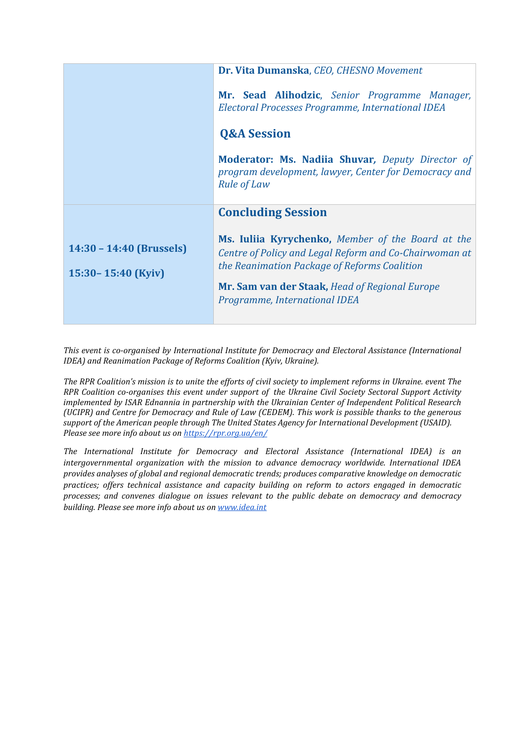| | |
|---|---|
| | **Dr. Vita Dumanska**, *CEO, CHESNO Movement*<br><br>**Mr. Sead Alihodzic**, *Senior Programme Manager, Electoral Processes Programme, International IDEA*<br><br>**Q&A Session**<br><br>**Moderator: Ms. Nadiia Shuvar,** *Deputy Director of program development, lawyer, Center for Democracy and Rule of Law* |
| **14:30 – 14:40 (Brussels)**<br><br>**15:30– 15:40 (Kyiv)** | **Concluding Session**<br><br>**Ms. Iuliia Kyrychenko,** *Member of the Board at the Centre of Policy and Legal Reform and Co-Chairwoman at the Reanimation Package of Reforms Coalition*<br><br>**Mr. Sam van der Staak,** *Head of Regional Europe Programme, International IDEA* |

*This event is co-organised by International Institute for Democracy and Electoral Assistance (International IDEA) and Reanimation Package of Reforms Coalition (Kyiv, Ukraine).*

*The RPR Coalition's mission is to unite the efforts of civil society to implement reforms in Ukraine. event The RPR Coalition co-organises this event under support of the Ukraine Civil Society Sectoral Support Activity implemented by ISAR Ednannia in partnership with the Ukrainian Center of Independent Political Research (UCIPR) and Centre for Democracy and Rule of Law (CEDEM). This work is possible thanks to the generous support of the American people through The United States Agency for International Development (USAID). Please see more info about us on [https://rpr.org.ua/en/](https://rpr.org.ua/en/)*

*The International Institute for Democracy and Electoral Assistance (International IDEA) is an intergovernmental organization with the mission to advance democracy worldwide. International IDEA provides analyses of global and regional democratic trends; produces comparative knowledge on democratic practices; offers technical assistance and capacity building on reform to actors engaged in democratic processes; and convenes dialogue on issues relevant to the public debate on democracy and democracy building. Please see more info about us on [www.idea.int](http://www.idea.int)*